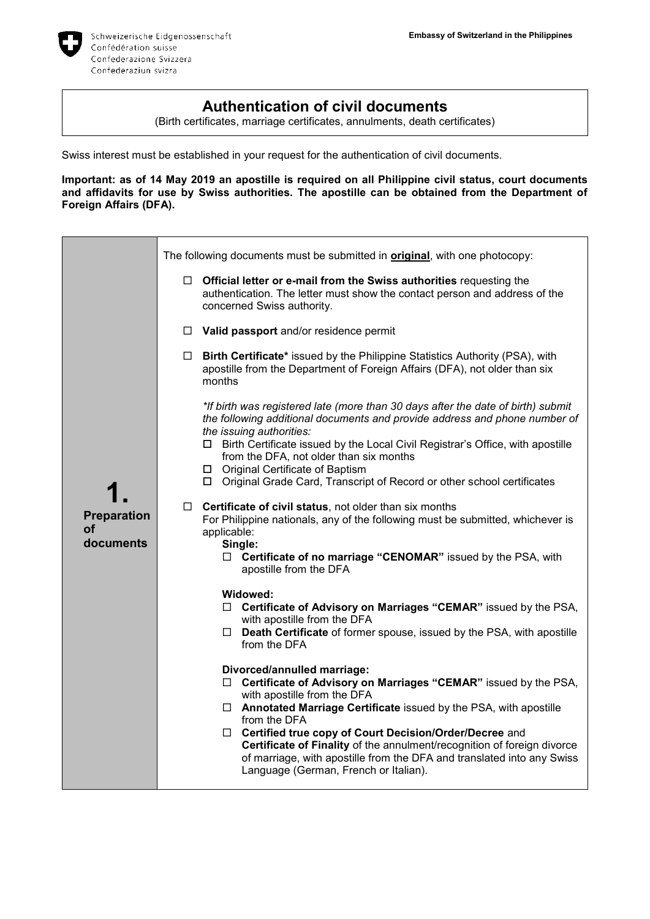Schweizerische Eidgenossenschaft
Confédération suisse
Confederazione Svizzera
Confederaziun svizra

**Embassy of Switzerland in the Philippines**

# Authentication of civil documents

(Birth certificates, marriage certificates, annulments, death certificates)

Swiss interest must be established in your request for the authentication of civil documents.

**Important: as of 14 May 2019 an apostille is required on all Philippine civil status, court documents and affidavits for use by Swiss authorities. The apostille can be obtained from the Department of Foreign Affairs (DFA).**

## 1. Preparation of documents

The following documents must be submitted in **<u>original</u>**, with one photocopy:

- ☐ **Official letter or e-mail from the Swiss authorities** requesting the authentication. The letter must show the contact person and address of the concerned Swiss authority.
- ☐ **Valid passport** and/or residence permit
- ☐ **Birth Certificate*** issued by the Philippine Statistics Authority (PSA), with apostille from the Department of Foreign Affairs (DFA), not older than six months

  *\*If birth was registered late (more than 30 days after the date of birth) submit the following additional documents and provide address and phone number of the issuing authorities:*
  - ☐ Birth Certificate issued by the Local Civil Registrar's Office, with apostille from the DFA, not older than six months
  - ☐ Original Certificate of Baptism
  - ☐ Original Grade Card, Transcript of Record or other school certificates

- ☐ **Certificate of civil status**, not older than six months
  For Philippine nationals, any of the following must be submitted, whichever is applicable:

  **Single:**
  - ☐ **Certificate of no marriage "CENOMAR"** issued by the PSA, with apostille from the DFA

  **Widowed:**
  - ☐ **Certificate of Advisory on Marriages "CEMAR"** issued by the PSA, with apostille from the DFA
  - ☐ **Death Certificate** of former spouse, issued by the PSA, with apostille from the DFA

  **Divorced/annulled marriage:**
  - ☐ **Certificate of Advisory on Marriages "CEMAR"** issued by the PSA, with apostille from the DFA
  - ☐ **Annotated Marriage Certificate** issued by the PSA, with apostille from the DFA
  - ☐ **Certified true copy of Court Decision/Order/Decree** and **Certificate of Finality** of the annulment/recognition of foreign divorce of marriage, with apostille from the DFA and translated into any Swiss Language (German, French or Italian).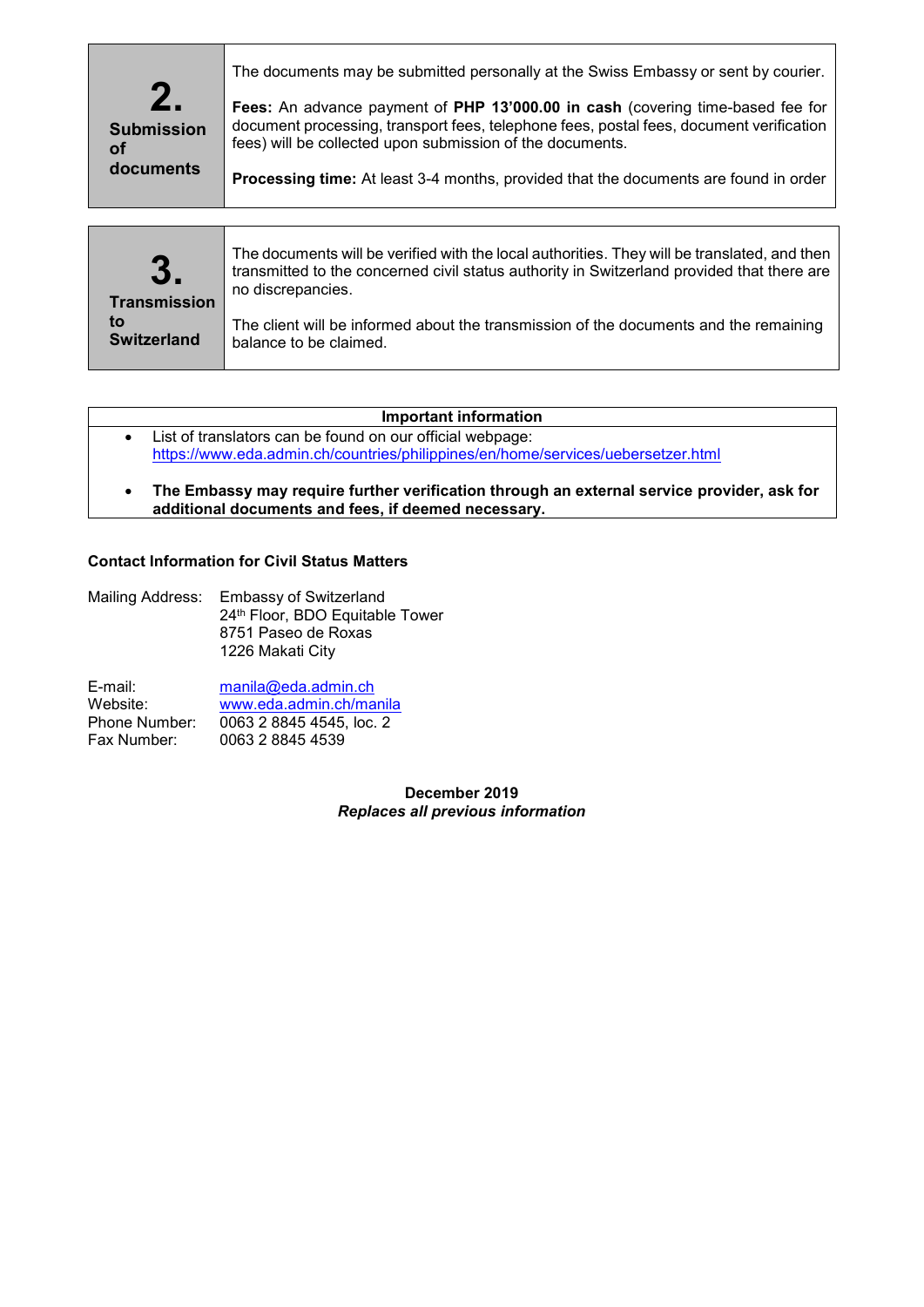| | |
|---|---|
| **2. Submission of documents** | The documents may be submitted personally at the Swiss Embassy or sent by courier.<br><br>**Fees:** An advance payment of **PHP 13'000.00 in cash** (covering time-based fee for document processing, transport fees, telephone fees, postal fees, document verification fees) will be collected upon submission of the documents.<br><br>**Processing time:** At least 3-4 months, provided that the documents are found in order |

| | |
|---|---|
| **3. Transmission to Switzerland** | The documents will be verified with the local authorities. They will be translated, and then transmitted to the concerned civil status authority in Switzerland provided that there are no discrepancies.<br><br>The client will be informed about the transmission of the documents and the remaining balance to be claimed. |

| **Important information** |
|---|
| • List of translators can be found on our official webpage: https://www.eda.admin.ch/countries/philippines/en/home/services/uebersetzer.html<br><br>• **The Embassy may require further verification through an external service provider, ask for additional documents and fees, if deemed necessary.** |

**Contact Information for Civil Status Matters**

Mailing Address: Embassy of Switzerland
24th Floor, BDO Equitable Tower
8751 Paseo de Roxas
1226 Makati City

E-mail: manila@eda.admin.ch
Website: www.eda.admin.ch/manila
Phone Number: 0063 2 8845 4545, loc. 2
Fax Number: 0063 2 8845 4539

**December 2019**
***Replaces all previous information***